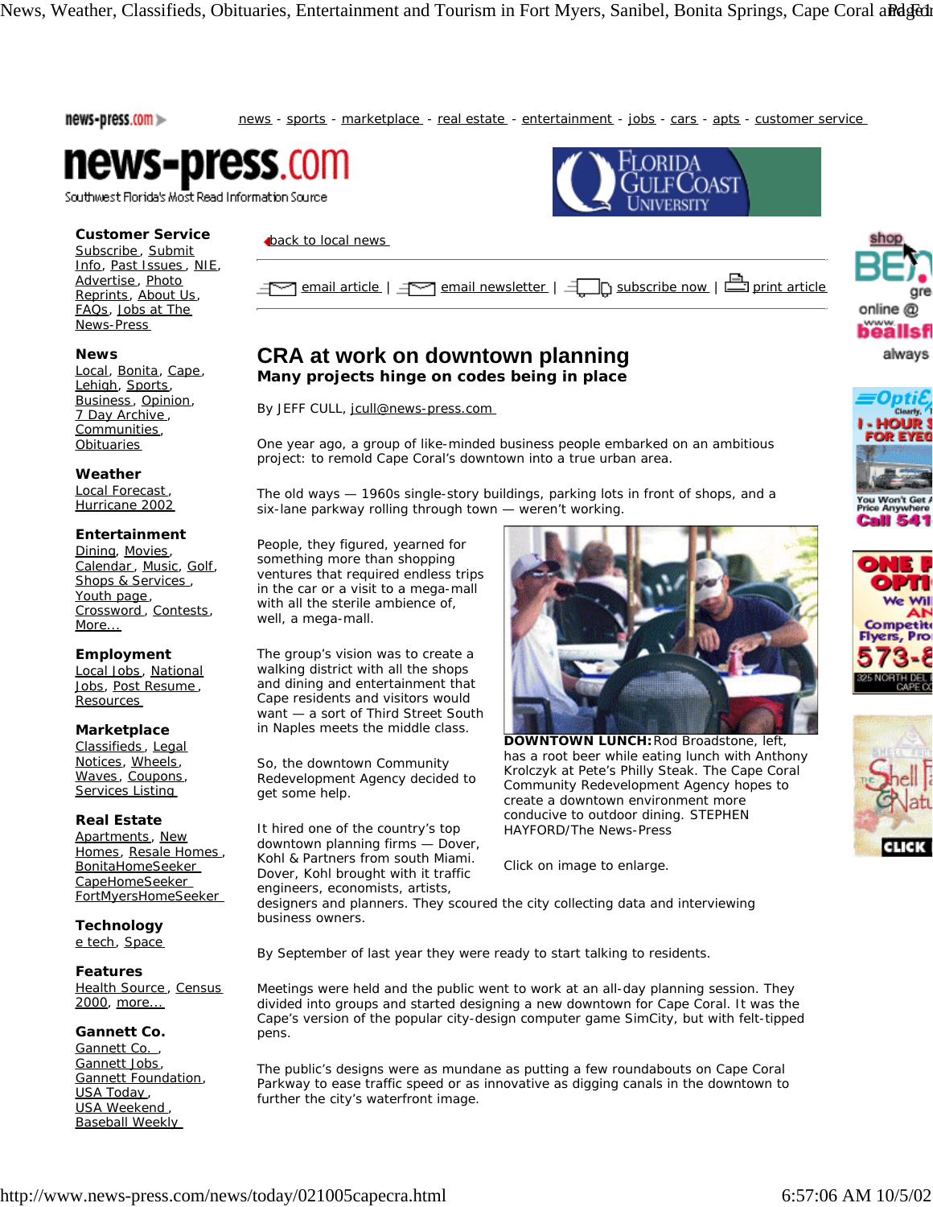# CRA at work on downtown planning

## Many projects hinge on codes being in place

By JEFF CULL, jcull@news-press.com

One year ago, a group of like-minded business people embarked on an ambitious project: to remold Cape Coral's downtown into a true urban area.

The old ways — 1960s single-story buildings, parking lots in front of shops, and a six-lane parkway rolling through town — weren't working.

People, they figured, yearned for something more than shopping ventures that required endless trips in the car or a visit to a mega-mall with all the sterile ambience of, well, a mega-mall.

The group's vision was to create a walking district with all the shops and dining and entertainment that Cape residents and visitors would want — a sort of Third Street South in Naples meets the middle class.

So, the downtown Community Redevelopment Agency decided to get some help.

**DOWNTOWN LUNCH:** Rod Broadstone, left, has a root beer while eating lunch with Anthony Krolczyk at Pete's Philly Steak. The Cape Coral Community Redevelopment Agency hopes to create a downtown environment more conducive to outdoor dining. STEPHEN HAYFORD/The News-Press

Click on image to enlarge.

It hired one of the country's top downtown planning firms — Dover, Kohl & Partners from south Miami. Dover, Kohl brought with it traffic engineers, economists, artists, designers and planners. They scoured the city collecting data and interviewing business owners.

By September of last year they were ready to start talking to residents.

Meetings were held and the public went to work at an all-day planning session. They divided into groups and started designing a new downtown for Cape Coral. It was the Cape's version of the popular city-design computer game SimCity, but with felt-tipped pens.

The public's designs were as mundane as putting a few roundabouts on Cape Coral Parkway to ease traffic speed or as innovative as digging canals in the downtown to further the city's waterfront image.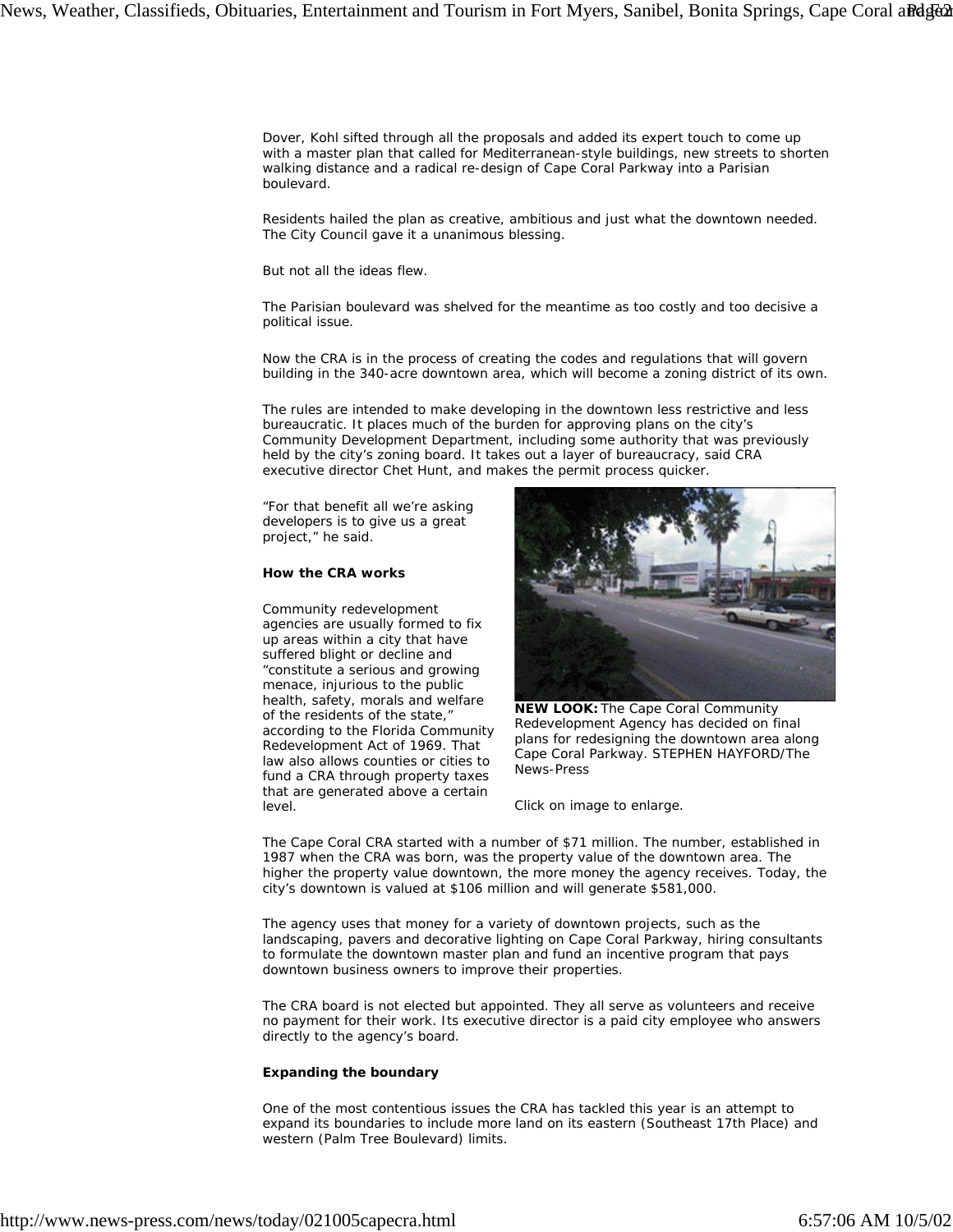Dover, Kohl sifted through all the proposals and added its expert touch to come up with a master plan that called for Mediterranean-style buildings, new streets to shorten walking distance and a radical re-design of Cape Coral Parkway into a Parisian boulevard.

Residents hailed the plan as creative, ambitious and just what the downtown needed. The City Council gave it a unanimous blessing.

But not all the ideas flew.

The Parisian boulevard was shelved for the meantime as too costly and too decisive a political issue.

Now the CRA is in the process of creating the codes and regulations that will govern building in the 340-acre downtown area, which will become a zoning district of its own.

The rules are intended to make developing in the downtown less restrictive and less bureaucratic. It places much of the burden for approving plans on the city's Community Development Department, including some authority that was previously held by the city's zoning board. It takes out a layer of bureaucracy, said CRA executive director Chet Hunt, and makes the permit process quicker.

"For that benefit all we're asking developers is to give us a great project," he said.

**NEW LOOK:** The Cape Coral Community Redevelopment Agency has decided on final plans for redesigning the downtown area along Cape Coral Parkway. STEPHEN HAYFORD/The News-Press

Click on image to enlarge.

**How the CRA works**

Community redevelopment agencies are usually formed to fix up areas within a city that have suffered blight or decline and "constitute a serious and growing menace, injurious to the public health, safety, morals and welfare of the residents of the state," according to the Florida Community Redevelopment Act of 1969. That law also allows counties or cities to fund a CRA through property taxes that are generated above a certain level.

The Cape Coral CRA started with a number of $71 million. The number, established in 1987 when the CRA was born, was the property value of the downtown area. The higher the property value downtown, the more money the agency receives. Today, the city's downtown is valued at $106 million and will generate $581,000.

The agency uses that money for a variety of downtown projects, such as the landscaping, pavers and decorative lighting on Cape Coral Parkway, hiring consultants to formulate the downtown master plan and fund an incentive program that pays downtown business owners to improve their properties.

The CRA board is not elected but appointed. They all serve as volunteers and receive no payment for their work. Its executive director is a paid city employee who answers directly to the agency's board.

**Expanding the boundary**

One of the most contentious issues the CRA has tackled this year is an attempt to expand its boundaries to include more land on its eastern (Southeast 17th Place) and western (Palm Tree Boulevard) limits.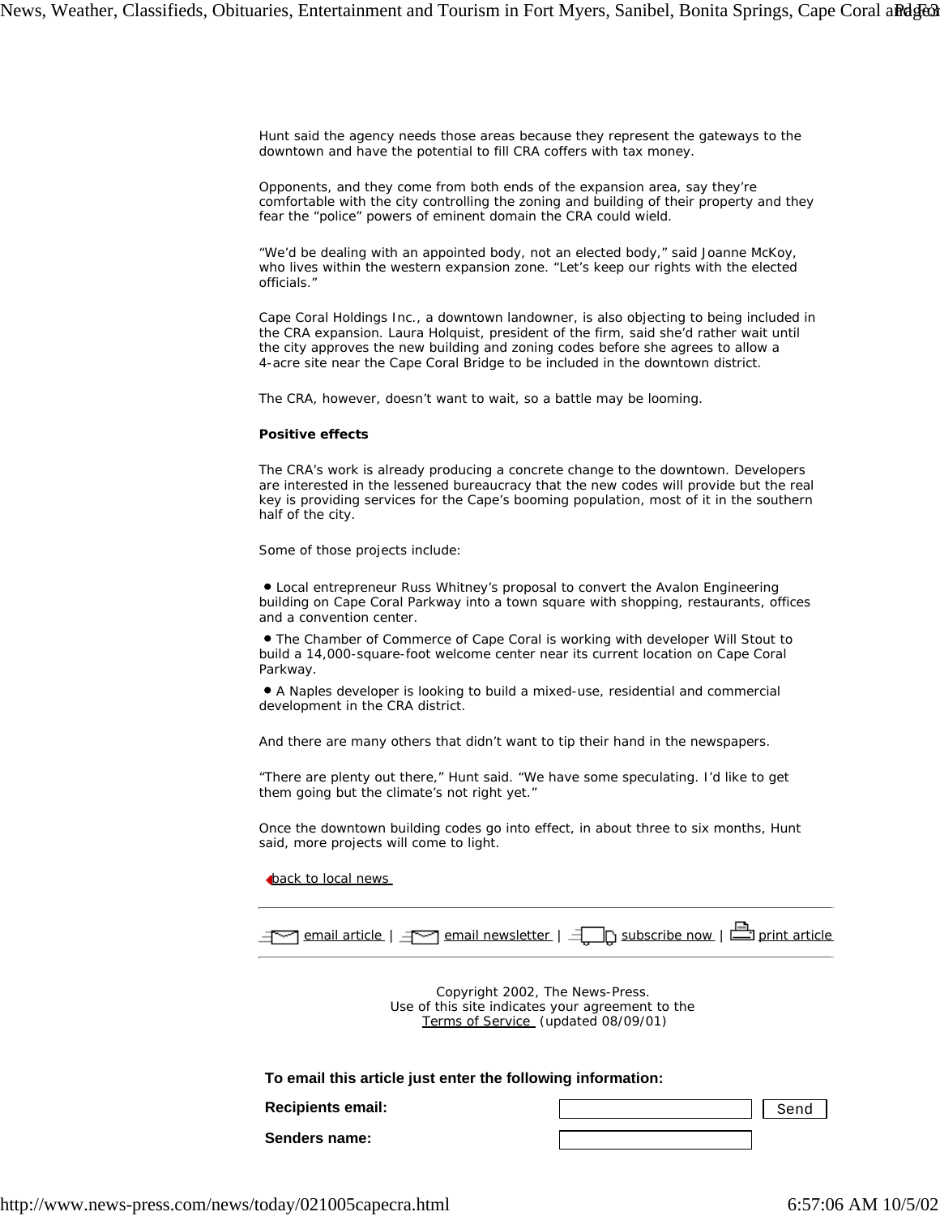Hunt said the agency needs those areas because they represent the gateways to the downtown and have the potential to fill CRA coffers with tax money.

Opponents, and they come from both ends of the expansion area, say they're comfortable with the city controlling the zoning and building of their property and they fear the "police" powers of eminent domain the CRA could wield.

"We'd be dealing with an appointed body, not an elected body," said Joanne McKoy, who lives within the western expansion zone. "Let's keep our rights with the elected officials."

Cape Coral Holdings Inc., a downtown landowner, is also objecting to being included in the CRA expansion. Laura Holquist, president of the firm, said she'd rather wait until the city approves the new building and zoning codes before she agrees to allow a 4-acre site near the Cape Coral Bridge to be included in the downtown district.

The CRA, however, doesn't want to wait, so a battle may be looming.

**Positive effects**

The CRA's work is already producing a concrete change to the downtown. Developers are interested in the lessened bureaucracy that the new codes will provide but the real key is providing services for the Cape's booming population, most of it in the southern half of the city.

Some of those projects include:

- Local entrepreneur Russ Whitney's proposal to convert the Avalon Engineering building on Cape Coral Parkway into a town square with shopping, restaurants, offices and a convention center.
- The Chamber of Commerce of Cape Coral is working with developer Will Stout to build a 14,000-square-foot welcome center near its current location on Cape Coral Parkway.
- A Naples developer is looking to build a mixed-use, residential and commercial development in the CRA district.

And there are many others that didn't want to tip their hand in the newspapers.

"There are plenty out there," Hunt said. "We have some speculating. I'd like to get them going but the climate's not right yet."

Once the downtown building codes go into effect, in about three to six months, Hunt said, more projects will come to light.

back to local news

email article | email newsletter | subscribe now | print article

Copyright 2002, The News-Press.
Use of this site indicates your agreement to the Terms of Service (updated 08/09/01)

**To email this article just enter the following information:**

**Recipients email:** Send

**Senders name:**